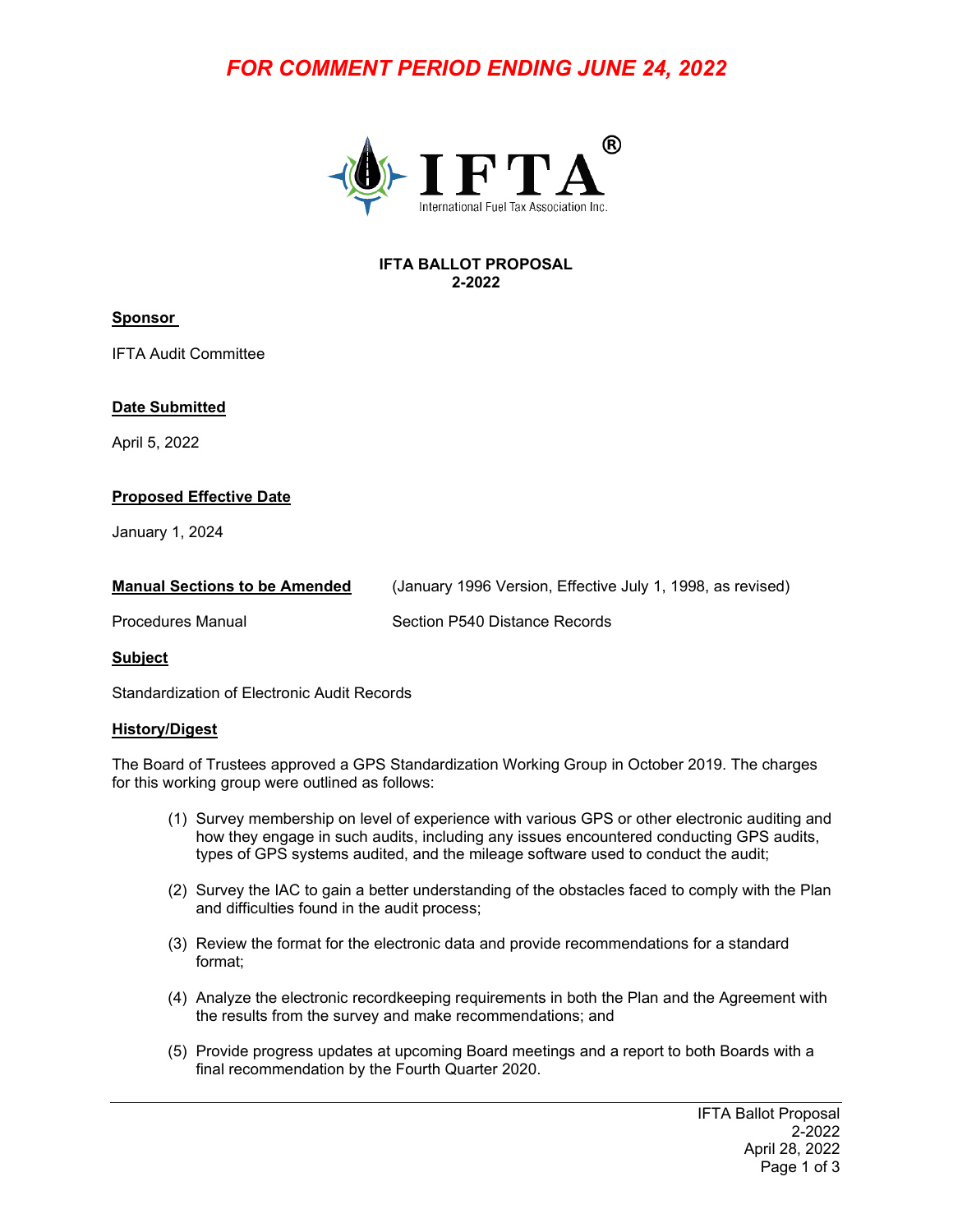*FOR COMMENT PERIOD ENDING JUNE 24, 2022*

IFTA®
International Fuel Tax Association Inc.

**IFTA BALLOT PROPOSAL**
**2-2022**

**Sponsor**

IFTA Audit Committee

**Date Submitted**

April 5, 2022

**Proposed Effective Date**

January 1, 2024

| **Manual Sections to be Amended** | (January 1996 Version, Effective July 1, 1998, as revised) |
|---|---|
| Procedures Manual | Section P540 Distance Records |

**Subject**

Standardization of Electronic Audit Records

**History/Digest**

The Board of Trustees approved a GPS Standardization Working Group in October 2019. The charges for this working group were outlined as follows:

(1) Survey membership on level of experience with various GPS or other electronic auditing and how they engage in such audits, including any issues encountered conducting GPS audits, types of GPS systems audited, and the mileage software used to conduct the audit;

(2) Survey the IAC to gain a better understanding of the obstacles faced to comply with the Plan and difficulties found in the audit process;

(3) Review the format for the electronic data and provide recommendations for a standard format;

(4) Analyze the electronic recordkeeping requirements in both the Plan and the Agreement with the results from the survey and make recommendations; and

(5) Provide progress updates at upcoming Board meetings and a report to both Boards with a final recommendation by the Fourth Quarter 2020.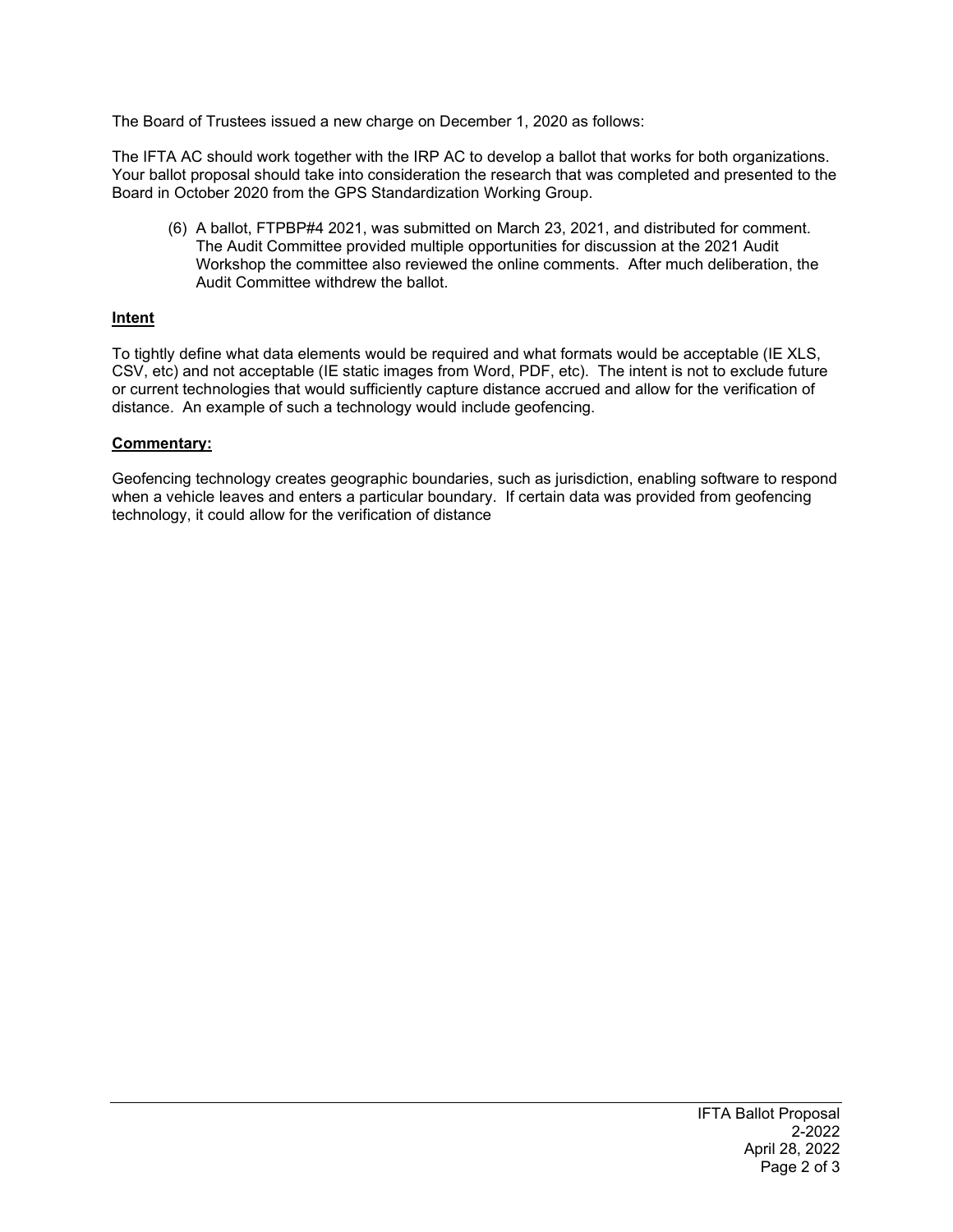The Board of Trustees issued a new charge on December 1, 2020 as follows:

The IFTA AC should work together with the IRP AC to develop a ballot that works for both organizations. Your ballot proposal should take into consideration the research that was completed and presented to the Board in October 2020 from the GPS Standardization Working Group.

(6) A ballot, FTPBP#4 2021, was submitted on March 23, 2021, and distributed for comment. The Audit Committee provided multiple opportunities for discussion at the 2021 Audit Workshop the committee also reviewed the online comments. After much deliberation, the Audit Committee withdrew the ballot.

## Intent

To tightly define what data elements would be required and what formats would be acceptable (IE XLS, CSV, etc) and not acceptable (IE static images from Word, PDF, etc). The intent is not to exclude future or current technologies that would sufficiently capture distance accrued and allow for the verification of distance. An example of such a technology would include geofencing.

## Commentary:

Geofencing technology creates geographic boundaries, such as jurisdiction, enabling software to respond when a vehicle leaves and enters a particular boundary. If certain data was provided from geofencing technology, it could allow for the verification of distance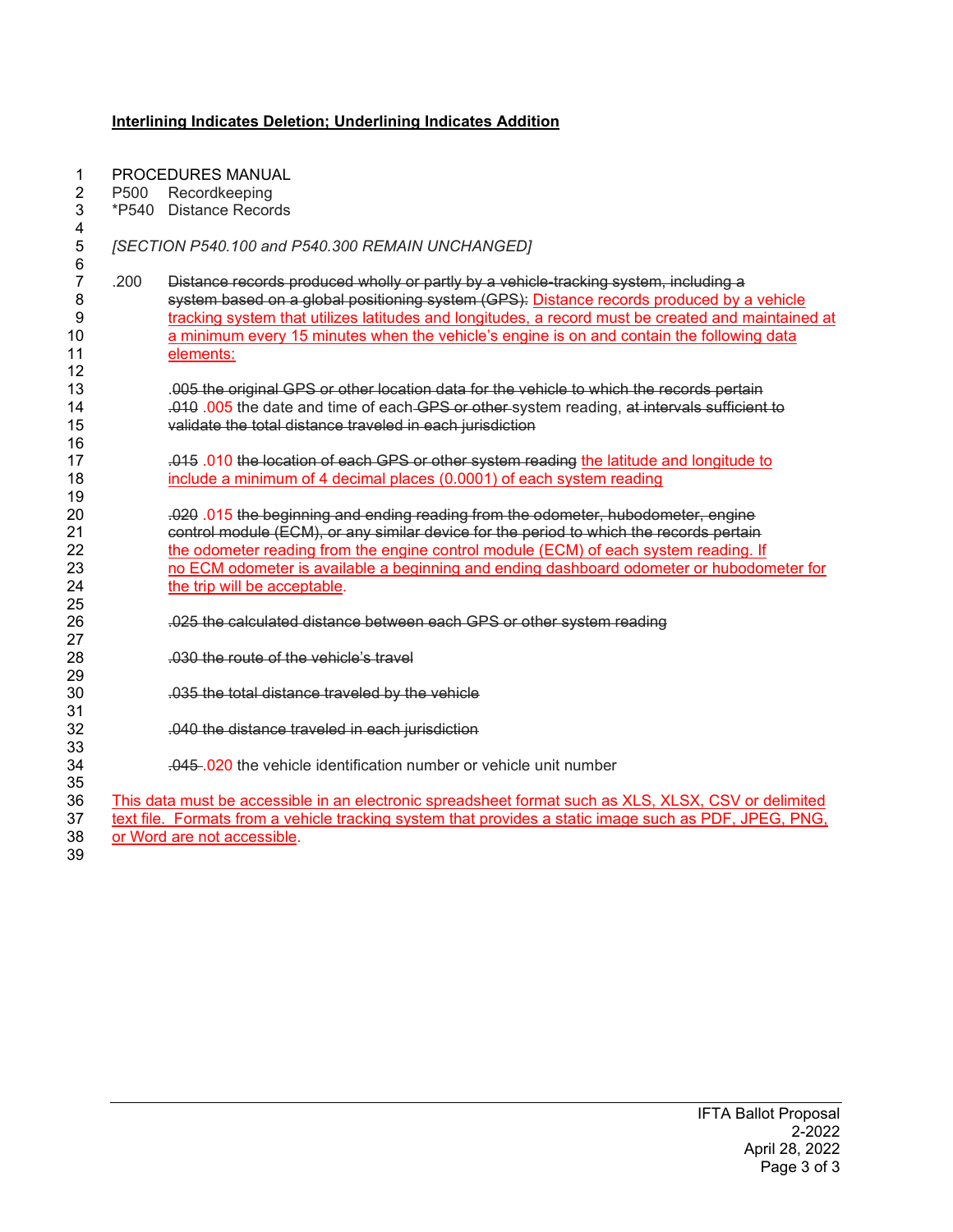**Interlining Indicates Deletion; Underlining Indicates Addition**

PROCEDURES MANUAL
P500 Recordkeeping
*P540 Distance Records

*[SECTION P540.100 and P540.300 REMAIN UNCHANGED]*

.200 ~~Distance records produced wholly or partly by a vehicle-tracking system, including a system based on a global positioning system (GPS):~~ <u>Distance records produced by a vehicle tracking system that utilizes latitudes and longitudes, a record must be created and maintained at a minimum every 15 minutes when the vehicle's engine is on and contain the following data elements:</u>

~~.005 the original GPS or other location data for the vehicle to which the records pertain~~

~~.010~~ .005 the date and time of each ~~GPS or other~~ system reading, ~~at intervals sufficient to validate the total distance traveled in each jurisdiction~~

~~.015~~ .010 ~~the location of each GPS or other system reading~~ <u>the latitude and longitude to include a minimum of 4 decimal places (0.0001) of each system reading</u>

~~.020~~ .015 ~~the beginning and ending reading from the odometer, hubodometer, engine control module (ECM), or any similar device for the period to which the records pertain~~ <u>the odometer reading from the engine control module (ECM) of each system reading. If no ECM odometer is available a beginning and ending dashboard odometer or hubodometer for the trip will be acceptable</u>.

~~.025 the calculated distance between each GPS or other system reading~~

~~.030 the route of the vehicle's travel~~

~~.035 the total distance traveled by the vehicle~~

~~.040 the distance traveled in each jurisdiction~~

~~.045~~ .020 the vehicle identification number or vehicle unit number

<u>This data must be accessible in an electronic spreadsheet format such as XLS, XLSX, CSV or delimited text file. Formats from a vehicle tracking system that provides a static image such as PDF, JPEG, PNG, or Word are not accessible</u>.

IFTA Ballot Proposal
2-2022
April 28, 2022